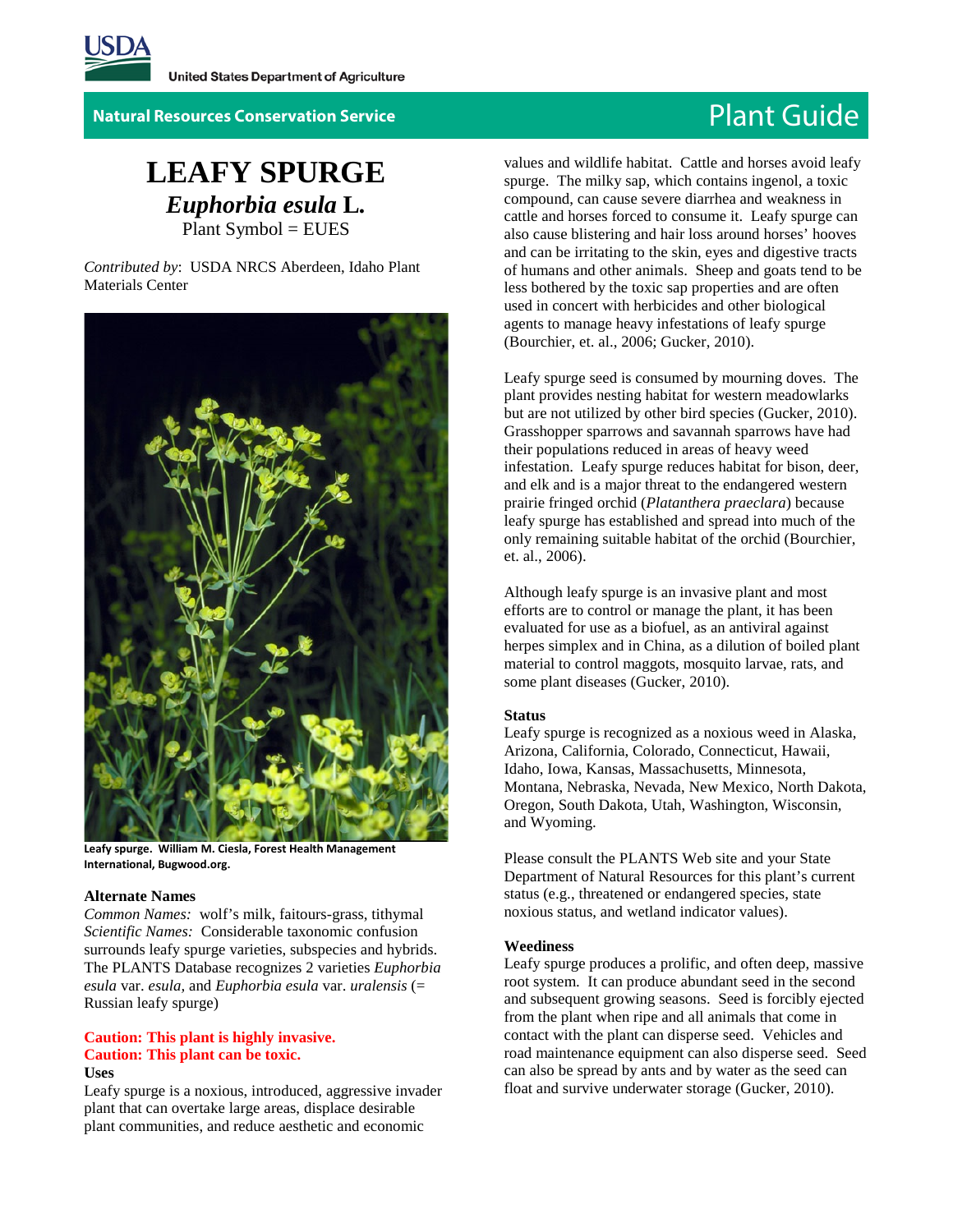United States Department of Agriculture

Natural Resources Conservation Service

Plant Guide

# LEAFY SPURGE

## *Euphorbia esula* L.

Plant Symbol = EUES

*Contributed by*: USDA NRCS Aberdeen, Idaho Plant Materials Center

**Leafy spurge. William M. Ciesla, Forest Health Management International, Bugwood.org.**

### Alternate Names

*Common Names:* wolf's milk, faitours-grass, tithymal

*Scientific Names:* Considerable taxonomic confusion surrounds leafy spurge varieties, subspecies and hybrids. The PLANTS Database recognizes 2 varieties *Euphorbia esula* var. *esula*, and *Euphorbia esula* var. *uralensis* (= Russian leafy spurge)

**Caution: This plant is highly invasive.**
**Caution: This plant can be toxic.**

### Uses

Leafy spurge is a noxious, introduced, aggressive invader plant that can overtake large areas, displace desirable plant communities, and reduce aesthetic and economic values and wildlife habitat. Cattle and horses avoid leafy spurge. The milky sap, which contains ingenol, a toxic compound, can cause severe diarrhea and weakness in cattle and horses forced to consume it. Leafy spurge can also cause blistering and hair loss around horses' hooves and can be irritating to the skin, eyes and digestive tracts of humans and other animals. Sheep and goats tend to be less bothered by the toxic sap properties and are often used in concert with herbicides and other biological agents to manage heavy infestations of leafy spurge (Bourchier, et. al., 2006; Gucker, 2010).

Leafy spurge seed is consumed by mourning doves. The plant provides nesting habitat for western meadowlarks but are not utilized by other bird species (Gucker, 2010). Grasshopper sparrows and savannah sparrows have had their populations reduced in areas of heavy weed infestation. Leafy spurge reduces habitat for bison, deer, and elk and is a major threat to the endangered western prairie fringed orchid (*Platanthera praeclara*) because leafy spurge has established and spread into much of the only remaining suitable habitat of the orchid (Bourchier, et. al., 2006).

Although leafy spurge is an invasive plant and most efforts are to control or manage the plant, it has been evaluated for use as a biofuel, as an antiviral against herpes simplex and in China, as a dilution of boiled plant material to control maggots, mosquito larvae, rats, and some plant diseases (Gucker, 2010).

### Status

Leafy spurge is recognized as a noxious weed in Alaska, Arizona, California, Colorado, Connecticut, Hawaii, Idaho, Iowa, Kansas, Massachusetts, Minnesota, Montana, Nebraska, Nevada, New Mexico, North Dakota, Oregon, South Dakota, Utah, Washington, Wisconsin, and Wyoming.

Please consult the PLANTS Web site and your State Department of Natural Resources for this plant's current status (e.g., threatened or endangered species, state noxious status, and wetland indicator values).

### Weediness

Leafy spurge produces a prolific, and often deep, massive root system. It can produce abundant seed in the second and subsequent growing seasons. Seed is forcibly ejected from the plant when ripe and all animals that come in contact with the plant can disperse seed. Vehicles and road maintenance equipment can also disperse seed. Seed can also be spread by ants and by water as the seed can float and survive underwater storage (Gucker, 2010).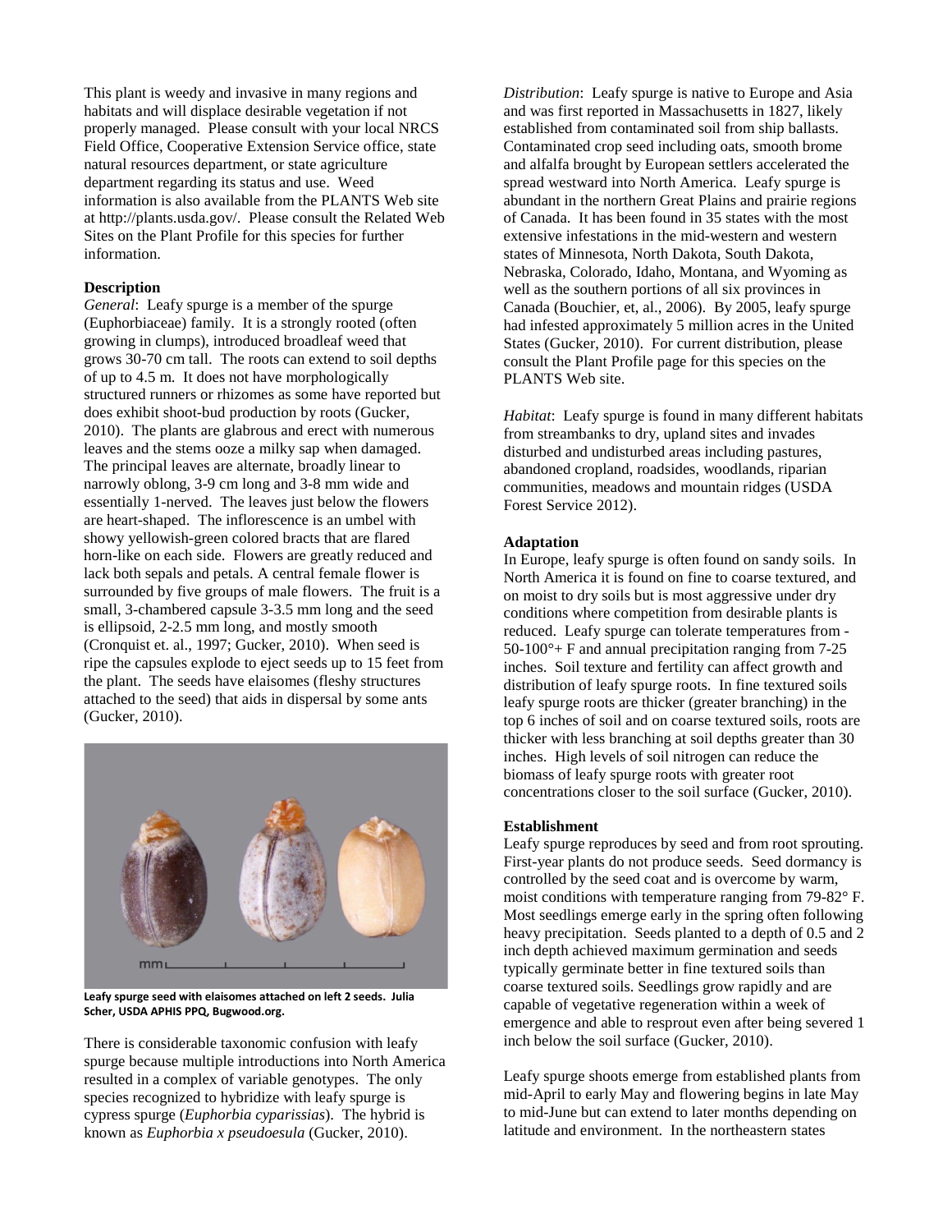This plant is weedy and invasive in many regions and habitats and will displace desirable vegetation if not properly managed. Please consult with your local NRCS Field Office, Cooperative Extension Service office, state natural resources department, or state agriculture department regarding its status and use. Weed information is also available from the PLANTS Web site at http://plants.usda.gov/. Please consult the Related Web Sites on the Plant Profile for this species for further information.

### Description

*General*: Leafy spurge is a member of the spurge (Euphorbiaceae) family. It is a strongly rooted (often growing in clumps), introduced broadleaf weed that grows 30-70 cm tall. The roots can extend to soil depths of up to 4.5 m. It does not have morphologically structured runners or rhizomes as some have reported but does exhibit shoot-bud production by roots (Gucker, 2010). The plants are glabrous and erect with numerous leaves and the stems ooze a milky sap when damaged. The principal leaves are alternate, broadly linear to narrowly oblong, 3-9 cm long and 3-8 mm wide and essentially 1-nerved. The leaves just below the flowers are heart-shaped. The inflorescence is an umbel with showy yellowish-green colored bracts that are flared horn-like on each side. Flowers are greatly reduced and lack both sepals and petals. A central female flower is surrounded by five groups of male flowers. The fruit is a small, 3-chambered capsule 3-3.5 mm long and the seed is ellipsoid, 2-2.5 mm long, and mostly smooth (Cronquist et. al., 1997; Gucker, 2010). When seed is ripe the capsules explode to eject seeds up to 15 feet from the plant. The seeds have elaisomes (fleshy structures attached to the seed) that aids in dispersal by some ants (Gucker, 2010).

**Leafy spurge seed with elaisomes attached on left 2 seeds. Julia Scher, USDA APHIS PPQ, Bugwood.org.**

There is considerable taxonomic confusion with leafy spurge because multiple introductions into North America resulted in a complex of variable genotypes. The only species recognized to hybridize with leafy spurge is cypress spurge (*Euphorbia cyparissias*). The hybrid is known as *Euphorbia x pseudoesula* (Gucker, 2010).

*Distribution*: Leafy spurge is native to Europe and Asia and was first reported in Massachusetts in 1827, likely established from contaminated soil from ship ballasts. Contaminated crop seed including oats, smooth brome and alfalfa brought by European settlers accelerated the spread westward into North America. Leafy spurge is abundant in the northern Great Plains and prairie regions of Canada. It has been found in 35 states with the most extensive infestations in the mid-western and western states of Minnesota, North Dakota, South Dakota, Nebraska, Colorado, Idaho, Montana, and Wyoming as well as the southern portions of all six provinces in Canada (Bouchier, et, al., 2006). By 2005, leafy spurge had infested approximately 5 million acres in the United States (Gucker, 2010). For current distribution, please consult the Plant Profile page for this species on the PLANTS Web site.

*Habitat*: Leafy spurge is found in many different habitats from streambanks to dry, upland sites and invades disturbed and undisturbed areas including pastures, abandoned cropland, roadsides, woodlands, riparian communities, meadows and mountain ridges (USDA Forest Service 2012).

### Adaptation

In Europe, leafy spurge is often found on sandy soils. In North America it is found on fine to coarse textured, and on moist to dry soils but is most aggressive under dry conditions where competition from desirable plants is reduced. Leafy spurge can tolerate temperatures from -50-100°+ F and annual precipitation ranging from 7-25 inches. Soil texture and fertility can affect growth and distribution of leafy spurge roots. In fine textured soils leafy spurge roots are thicker (greater branching) in the top 6 inches of soil and on coarse textured soils, roots are thicker with less branching at soil depths greater than 30 inches. High levels of soil nitrogen can reduce the biomass of leafy spurge roots with greater root concentrations closer to the soil surface (Gucker, 2010).

### Establishment

Leafy spurge reproduces by seed and from root sprouting. First-year plants do not produce seeds. Seed dormancy is controlled by the seed coat and is overcome by warm, moist conditions with temperature ranging from 79-82° F. Most seedlings emerge early in the spring often following heavy precipitation. Seeds planted to a depth of 0.5 and 2 inch depth achieved maximum germination and seeds typically germinate better in fine textured soils than coarse textured soils. Seedlings grow rapidly and are capable of vegetative regeneration within a week of emergence and able to resprout even after being severed 1 inch below the soil surface (Gucker, 2010).

Leafy spurge shoots emerge from established plants from mid-April to early May and flowering begins in late May to mid-June but can extend to later months depending on latitude and environment. In the northeastern states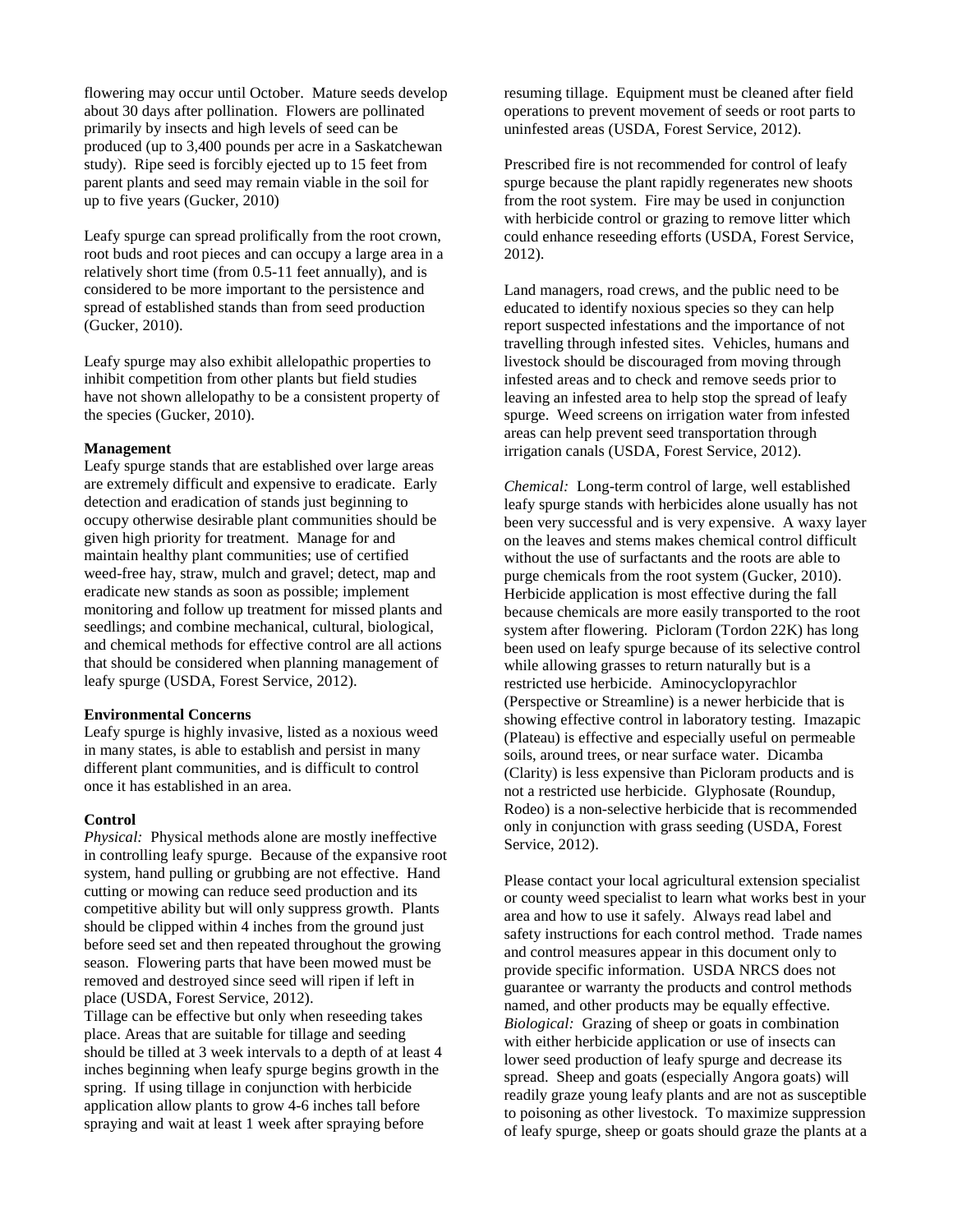flowering may occur until October. Mature seeds develop about 30 days after pollination. Flowers are pollinated primarily by insects and high levels of seed can be produced (up to 3,400 pounds per acre in a Saskatchewan study). Ripe seed is forcibly ejected up to 15 feet from parent plants and seed may remain viable in the soil for up to five years (Gucker, 2010)

Leafy spurge can spread prolifically from the root crown, root buds and root pieces and can occupy a large area in a relatively short time (from 0.5-11 feet annually), and is considered to be more important to the persistence and spread of established stands than from seed production (Gucker, 2010).

Leafy spurge may also exhibit allelopathic properties to inhibit competition from other plants but field studies have not shown allelopathy to be a consistent property of the species (Gucker, 2010).

**Management**

Leafy spurge stands that are established over large areas are extremely difficult and expensive to eradicate. Early detection and eradication of stands just beginning to occupy otherwise desirable plant communities should be given high priority for treatment. Manage for and maintain healthy plant communities; use of certified weed-free hay, straw, mulch and gravel; detect, map and eradicate new stands as soon as possible; implement monitoring and follow up treatment for missed plants and seedlings; and combine mechanical, cultural, biological, and chemical methods for effective control are all actions that should be considered when planning management of leafy spurge (USDA, Forest Service, 2012).

**Environmental Concerns**

Leafy spurge is highly invasive, listed as a noxious weed in many states, is able to establish and persist in many different plant communities, and is difficult to control once it has established in an area.

**Control**

*Physical:* Physical methods alone are mostly ineffective in controlling leafy spurge. Because of the expansive root system, hand pulling or grubbing are not effective. Hand cutting or mowing can reduce seed production and its competitive ability but will only suppress growth. Plants should be clipped within 4 inches from the ground just before seed set and then repeated throughout the growing season. Flowering parts that have been mowed must be removed and destroyed since seed will ripen if left in place (USDA, Forest Service, 2012).

Tillage can be effective but only when reseeding takes place. Areas that are suitable for tillage and seeding should be tilled at 3 week intervals to a depth of at least 4 inches beginning when leafy spurge begins growth in the spring. If using tillage in conjunction with herbicide application allow plants to grow 4-6 inches tall before spraying and wait at least 1 week after spraying before resuming tillage. Equipment must be cleaned after field operations to prevent movement of seeds or root parts to uninfested areas (USDA, Forest Service, 2012).

Prescribed fire is not recommended for control of leafy spurge because the plant rapidly regenerates new shoots from the root system. Fire may be used in conjunction with herbicide control or grazing to remove litter which could enhance reseeding efforts (USDA, Forest Service, 2012).

Land managers, road crews, and the public need to be educated to identify noxious species so they can help report suspected infestations and the importance of not travelling through infested sites. Vehicles, humans and livestock should be discouraged from moving through infested areas and to check and remove seeds prior to leaving an infested area to help stop the spread of leafy spurge. Weed screens on irrigation water from infested areas can help prevent seed transportation through irrigation canals (USDA, Forest Service, 2012).

*Chemical:* Long-term control of large, well established leafy spurge stands with herbicides alone usually has not been very successful and is very expensive. A waxy layer on the leaves and stems makes chemical control difficult without the use of surfactants and the roots are able to purge chemicals from the root system (Gucker, 2010). Herbicide application is most effective during the fall because chemicals are more easily transported to the root system after flowering. Picloram (Tordon 22K) has long been used on leafy spurge because of its selective control while allowing grasses to return naturally but is a restricted use herbicide. Aminocyclopyrachlor (Perspective or Streamline) is a newer herbicide that is showing effective control in laboratory testing. Imazapic (Plateau) is effective and especially useful on permeable soils, around trees, or near surface water. Dicamba (Clarity) is less expensive than Picloram products and is not a restricted use herbicide. Glyphosate (Roundup, Rodeo) is a non-selective herbicide that is recommended only in conjunction with grass seeding (USDA, Forest Service, 2012).

Please contact your local agricultural extension specialist or county weed specialist to learn what works best in your area and how to use it safely. Always read label and safety instructions for each control method. Trade names and control measures appear in this document only to provide specific information. USDA NRCS does not guarantee or warranty the products and control methods named, and other products may be equally effective.

*Biological:* Grazing of sheep or goats in combination with either herbicide application or use of insects can lower seed production of leafy spurge and decrease its spread. Sheep and goats (especially Angora goats) will readily graze young leafy plants and are not as susceptible to poisoning as other livestock. To maximize suppression of leafy spurge, sheep or goats should graze the plants at a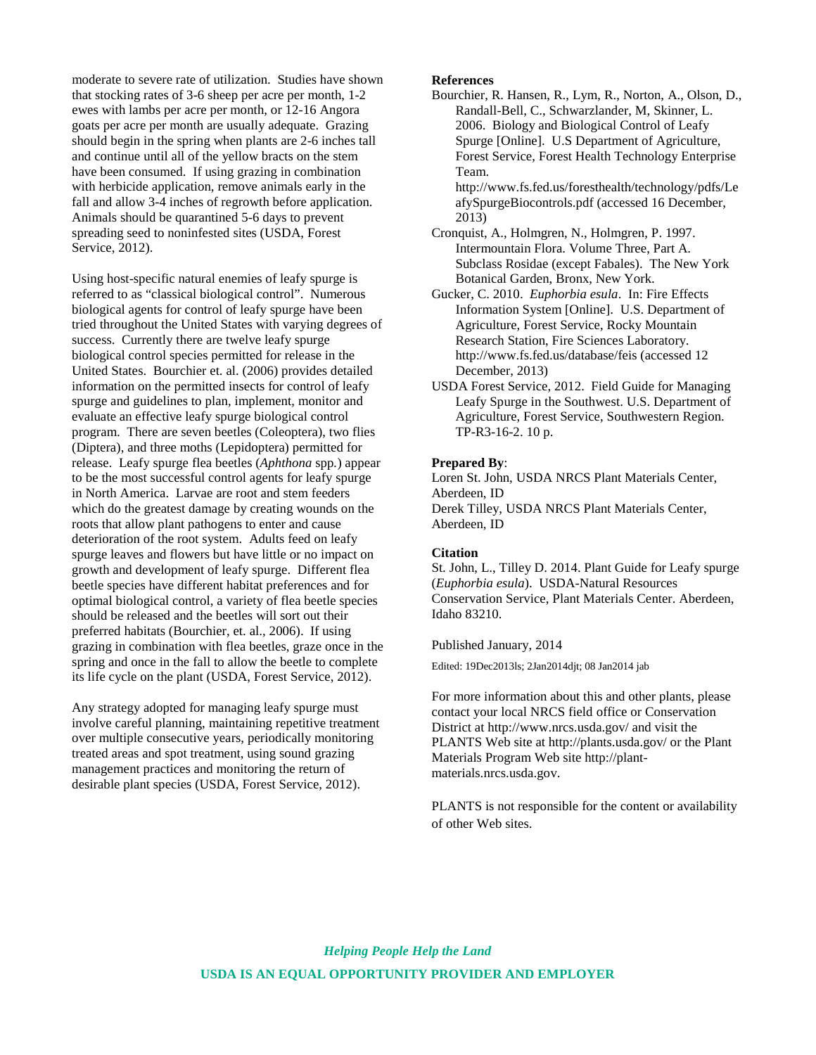moderate to severe rate of utilization. Studies have shown that stocking rates of 3-6 sheep per acre per month, 1-2 ewes with lambs per acre per month, or 12-16 Angora goats per acre per month are usually adequate. Grazing should begin in the spring when plants are 2-6 inches tall and continue until all of the yellow bracts on the stem have been consumed. If using grazing in combination with herbicide application, remove animals early in the fall and allow 3-4 inches of regrowth before application. Animals should be quarantined 5-6 days to prevent spreading seed to noninfested sites (USDA, Forest Service, 2012).

Using host-specific natural enemies of leafy spurge is referred to as "classical biological control". Numerous biological agents for control of leafy spurge have been tried throughout the United States with varying degrees of success. Currently there are twelve leafy spurge biological control species permitted for release in the United States. Bourchier et. al. (2006) provides detailed information on the permitted insects for control of leafy spurge and guidelines to plan, implement, monitor and evaluate an effective leafy spurge biological control program. There are seven beetles (Coleoptera), two flies (Diptera), and three moths (Lepidoptera) permitted for release. Leafy spurge flea beetles (*Aphthona* spp.) appear to be the most successful control agents for leafy spurge in North America. Larvae are root and stem feeders which do the greatest damage by creating wounds on the roots that allow plant pathogens to enter and cause deterioration of the root system. Adults feed on leafy spurge leaves and flowers but have little or no impact on growth and development of leafy spurge. Different flea beetle species have different habitat preferences and for optimal biological control, a variety of flea beetle species should be released and the beetles will sort out their preferred habitats (Bourchier, et. al., 2006). If using grazing in combination with flea beetles, graze once in the spring and once in the fall to allow the beetle to complete its life cycle on the plant (USDA, Forest Service, 2012).

Any strategy adopted for managing leafy spurge must involve careful planning, maintaining repetitive treatment over multiple consecutive years, periodically monitoring treated areas and spot treatment, using sound grazing management practices and monitoring the return of desirable plant species (USDA, Forest Service, 2012).

**References**

Bourchier, R. Hansen, R., Lym, R., Norton, A., Olson, D., Randall-Bell, C., Schwarzlander, M, Skinner, L. 2006. Biology and Biological Control of Leafy Spurge [Online]. U.S Department of Agriculture, Forest Service, Forest Health Technology Enterprise Team. http://www.fs.fed.us/foresthealth/technology/pdfs/LeafySpurgeBiocontrols.pdf (accessed 16 December, 2013)

Cronquist, A., Holmgren, N., Holmgren, P. 1997. Intermountain Flora. Volume Three, Part A. Subclass Rosidae (except Fabales). The New York Botanical Garden, Bronx, New York.

Gucker, C. 2010. *Euphorbia esula*. In: Fire Effects Information System [Online]. U.S. Department of Agriculture, Forest Service, Rocky Mountain Research Station, Fire Sciences Laboratory. http://www.fs.fed.us/database/feis (accessed 12 December, 2013)

USDA Forest Service, 2012. Field Guide for Managing Leafy Spurge in the Southwest. U.S. Department of Agriculture, Forest Service, Southwestern Region. TP-R3-16-2. 10 p.

**Prepared By**:

Loren St. John, USDA NRCS Plant Materials Center, Aberdeen, ID

Derek Tilley, USDA NRCS Plant Materials Center, Aberdeen, ID

**Citation**

St. John, L., Tilley D. 2014. Plant Guide for Leafy spurge (*Euphorbia esula*). USDA-Natural Resources Conservation Service, Plant Materials Center. Aberdeen, Idaho 83210.

Published January, 2014

Edited: 19Dec2013ls; 2Jan2014djt; 08 Jan2014 jab

For more information about this and other plants, please contact your local NRCS field office or Conservation District at http://www.nrcs.usda.gov/ and visit the PLANTS Web site at http://plants.usda.gov/ or the Plant Materials Program Web site http://plant-materials.nrcs.usda.gov.

PLANTS is not responsible for the content or availability of other Web sites.

*Helping People Help the Land*

**USDA IS AN EQUAL OPPORTUNITY PROVIDER AND EMPLOYER**